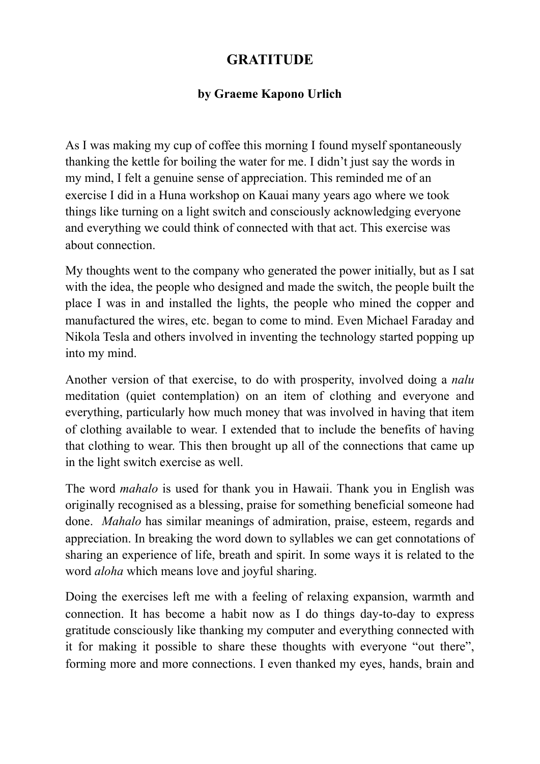# GRATITUDE

**by Graeme Kapono Urlich**

As I was making my cup of coffee this morning I found myself spontaneously thanking the kettle for boiling the water for me. I didn't just say the words in my mind, I felt a genuine sense of appreciation. This reminded me of an exercise I did in a Huna workshop on Kauai many years ago where we took things like turning on a light switch and consciously acknowledging everyone and everything we could think of connected with that act. This exercise was about connection.

My thoughts went to the company who generated the power initially, but as I sat with the idea, the people who designed and made the switch, the people built the place I was in and installed the lights, the people who mined the copper and manufactured the wires, etc. began to come to mind. Even Michael Faraday and Nikola Tesla and others involved in inventing the technology started popping up into my mind.

Another version of that exercise, to do with prosperity, involved doing a *nalu* meditation (quiet contemplation) on an item of clothing and everyone and everything, particularly how much money that was involved in having that item of clothing available to wear. I extended that to include the benefits of having that clothing to wear. This then brought up all of the connections that came up in the light switch exercise as well.

The word *mahalo* is used for thank you in Hawaii. Thank you in English was originally recognised as a blessing, praise for something beneficial someone had done. *Mahalo* has similar meanings of admiration, praise, esteem, regards and appreciation. In breaking the word down to syllables we can get connotations of sharing an experience of life, breath and spirit. In some ways it is related to the word *aloha* which means love and joyful sharing.

Doing the exercises left me with a feeling of relaxing expansion, warmth and connection. It has become a habit now as I do things day-to-day to express gratitude consciously like thanking my computer and everything connected with it for making it possible to share these thoughts with everyone "out there", forming more and more connections. I even thanked my eyes, hands, brain and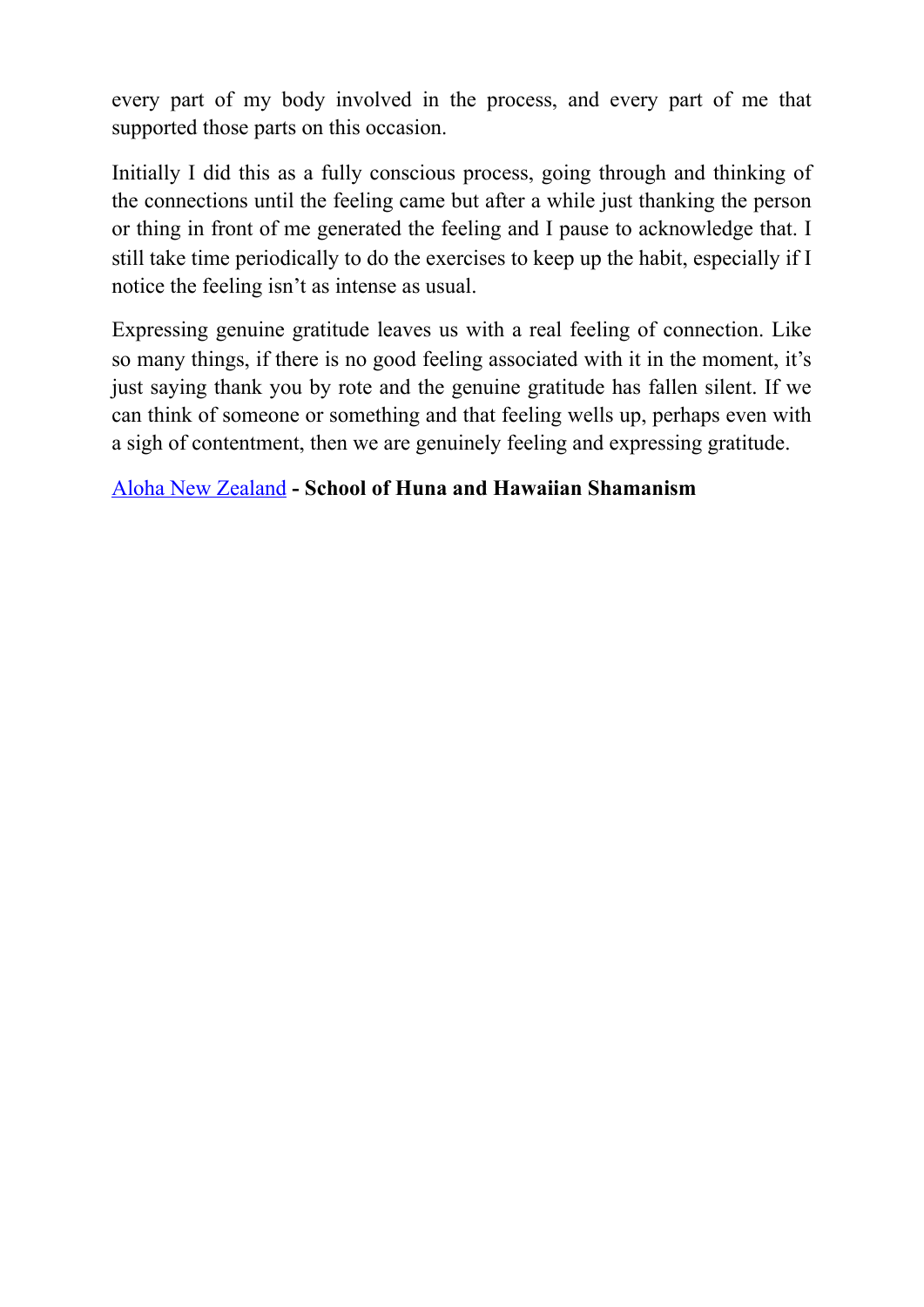every part of my body involved in the process, and every part of me that supported those parts on this occasion.

Initially I did this as a fully conscious process, going through and thinking of the connections until the feeling came but after a while just thanking the person or thing in front of me generated the feeling and I pause to acknowledge that. I still take time periodically to do the exercises to keep up the habit, especially if I notice the feeling isn't as intense as usual.

Expressing genuine gratitude leaves us with a real feeling of connection. Like so many things, if there is no good feeling associated with it in the moment, it's just saying thank you by rote and the genuine gratitude has fallen silent. If we can think of someone or something and that feeling wells up, perhaps even with a sigh of contentment, then we are genuinely feeling and expressing gratitude.

Aloha New Zealand **- School of Huna and Hawaiian Shamanism**